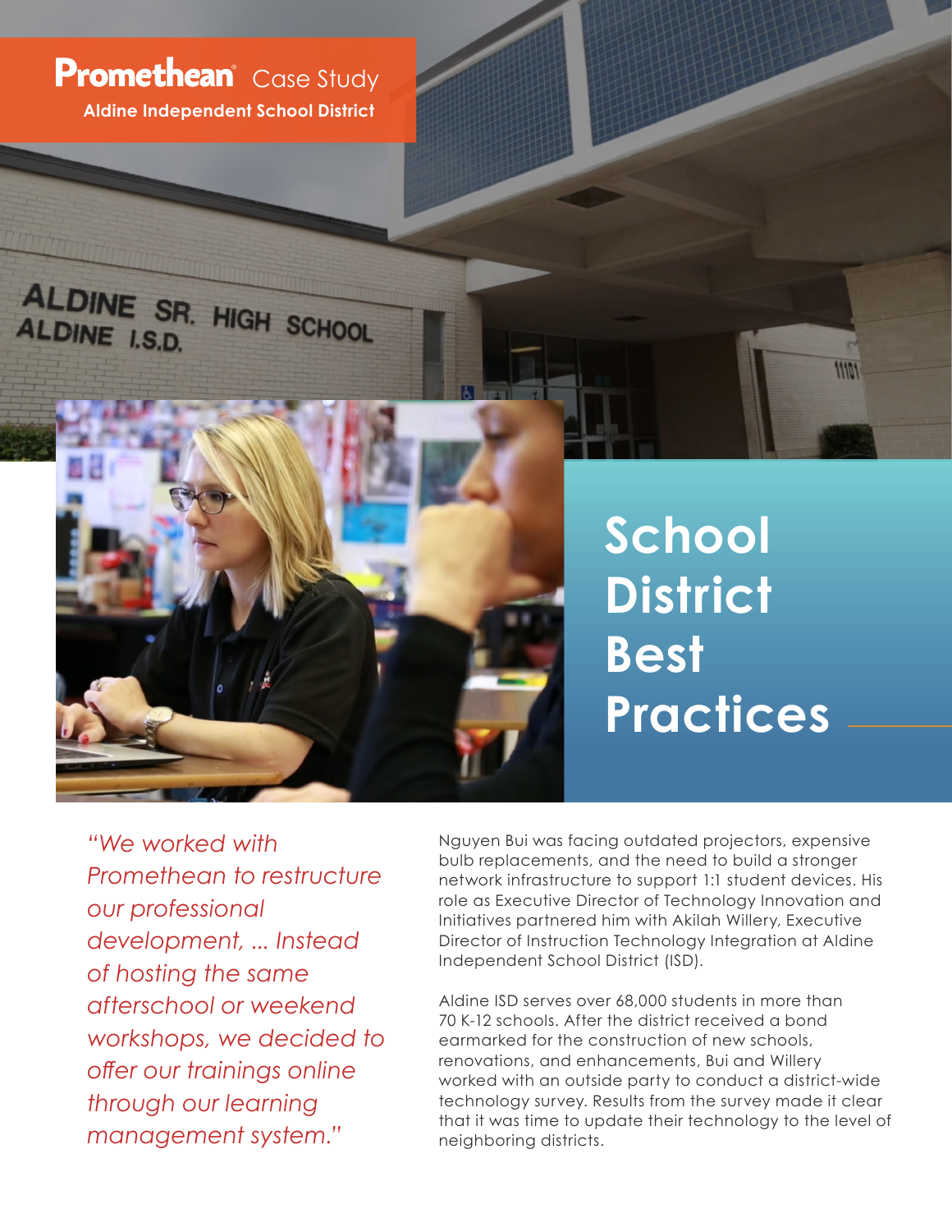**Promethean** Case Study

**Aldine Independent School District**

# School District Best Practices

*"We worked with Promethean to restructure our professional development, ... Instead of hosting the same afterschool or weekend workshops, we decided to offer our trainings online through our learning management system."*

Nguyen Bui was facing outdated projectors, expensive bulb replacements, and the need to build a stronger network infrastructure to support 1:1 student devices. His role as Executive Director of Technology Innovation and Initiatives partnered him with Akilah Willery, Executive Director of Instruction Technology Integration at Aldine Independent School District (ISD).

Aldine ISD serves over 68,000 students in more than 70 K-12 schools. After the district received a bond earmarked for the construction of new schools, renovations, and enhancements, Bui and Willery worked with an outside party to conduct a district-wide technology survey. Results from the survey made it clear that it was time to update their technology to the level of neighboring districts.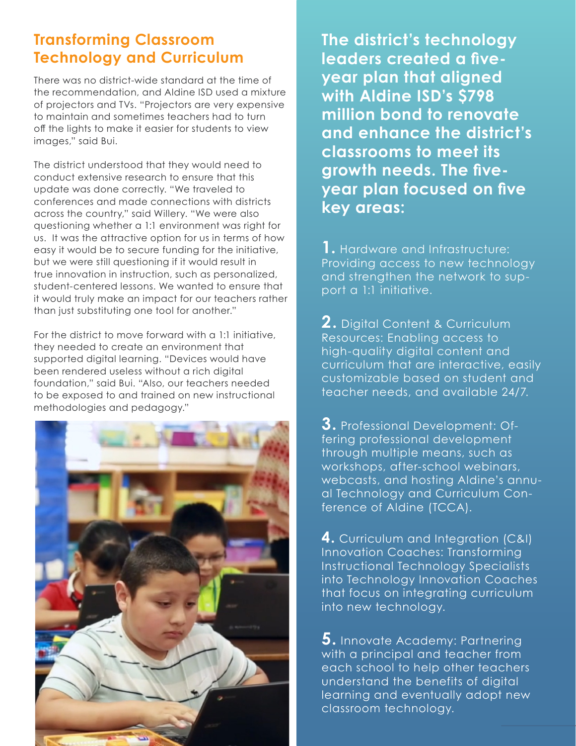## Transforming Classroom Technology and Curriculum

There was no district-wide standard at the time of the recommendation, and Aldine ISD used a mixture of projectors and TVs. "Projectors are very expensive to maintain and sometimes teachers had to turn off the lights to make it easier for students to view images," said Bui.

The district understood that they would need to conduct extensive research to ensure that this update was done correctly. "We traveled to conferences and made connections with districts across the country," said Willery. "We were also questioning whether a 1:1 environment was right for us. It was the attractive option for us in terms of how easy it would be to secure funding for the initiative, but we were still questioning if it would result in true innovation in instruction, such as personalized, student-centered lessons. We wanted to ensure that it would truly make an impact for our teachers rather than just substituting one tool for another."

For the district to move forward with a 1:1 initiative, they needed to create an environment that supported digital learning. "Devices would have been rendered useless without a rich digital foundation," said Bui. "Also, our teachers needed to be exposed to and trained on new instructional methodologies and pedagogy."

**The district's technology leaders created a five-year plan that aligned with Aldine ISD's $798 million bond to renovate and enhance the district's classrooms to meet its growth needs. The five-year plan focused on five key areas:**

1. Hardware and Infrastructure: Providing access to new technology and strengthen the network to support a 1:1 initiative.

2. Digital Content & Curriculum Resources: Enabling access to high-quality digital content and curriculum that are interactive, easily customizable based on student and teacher needs, and available 24/7.

3. Professional Development: Offering professional development through multiple means, such as workshops, after-school webinars, webcasts, and hosting Aldine's annual Technology and Curriculum Conference of Aldine (TCCA).

4. Curriculum and Integration (C&I) Innovation Coaches: Transforming Instructional Technology Specialists into Technology Innovation Coaches that focus on integrating curriculum into new technology.

5. Innovate Academy: Partnering with a principal and teacher from each school to help other teachers understand the benefits of digital learning and eventually adopt new classroom technology.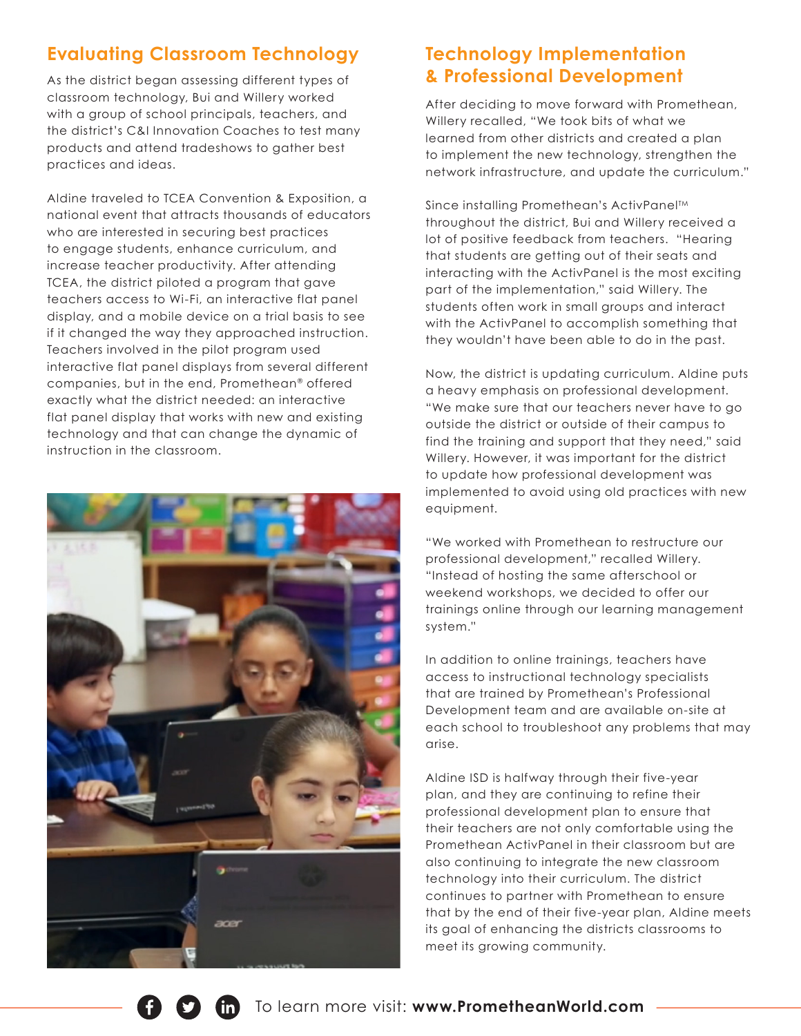## Evaluating Classroom Technology

As the district began assessing different types of classroom technology, Bui and Willery worked with a group of school principals, teachers, and the district's C&I Innovation Coaches to test many products and attend tradeshows to gather best practices and ideas.

Aldine traveled to TCEA Convention & Exposition, a national event that attracts thousands of educators who are interested in securing best practices to engage students, enhance curriculum, and increase teacher productivity. After attending TCEA, the district piloted a program that gave teachers access to Wi-Fi, an interactive flat panel display, and a mobile device on a trial basis to see if it changed the way they approached instruction. Teachers involved in the pilot program used interactive flat panel displays from several different companies, but in the end, Promethean® offered exactly what the district needed: an interactive flat panel display that works with new and existing technology and that can change the dynamic of instruction in the classroom.

## Technology Implementation & Professional Development

After deciding to move forward with Promethean, Willery recalled, "We took bits of what we learned from other districts and created a plan to implement the new technology, strengthen the network infrastructure, and update the curriculum."

Since installing Promethean's ActivPanel™ throughout the district, Bui and Willery received a lot of positive feedback from teachers. "Hearing that students are getting out of their seats and interacting with the ActivPanel is the most exciting part of the implementation," said Willery. The students often work in small groups and interact with the ActivPanel to accomplish something that they wouldn't have been able to do in the past.

Now, the district is updating curriculum. Aldine puts a heavy emphasis on professional development. "We make sure that our teachers never have to go outside the district or outside of their campus to find the training and support that they need," said Willery. However, it was important for the district to update how professional development was implemented to avoid using old practices with new equipment.

"We worked with Promethean to restructure our professional development," recalled Willery. "Instead of hosting the same afterschool or weekend workshops, we decided to offer our trainings online through our learning management system."

In addition to online trainings, teachers have access to instructional technology specialists that are trained by Promethean's Professional Development team and are available on-site at each school to troubleshoot any problems that may arise.

Aldine ISD is halfway through their five-year plan, and they are continuing to refine their professional development plan to ensure that their teachers are not only comfortable using the Promethean ActivPanel in their classroom but are also continuing to integrate the new classroom technology into their curriculum. The district continues to partner with Promethean to ensure that by the end of their five-year plan, Aldine meets its goal of enhancing the districts classrooms to meet its growing community.

To learn more visit: **www.PrometheanWorld.com**